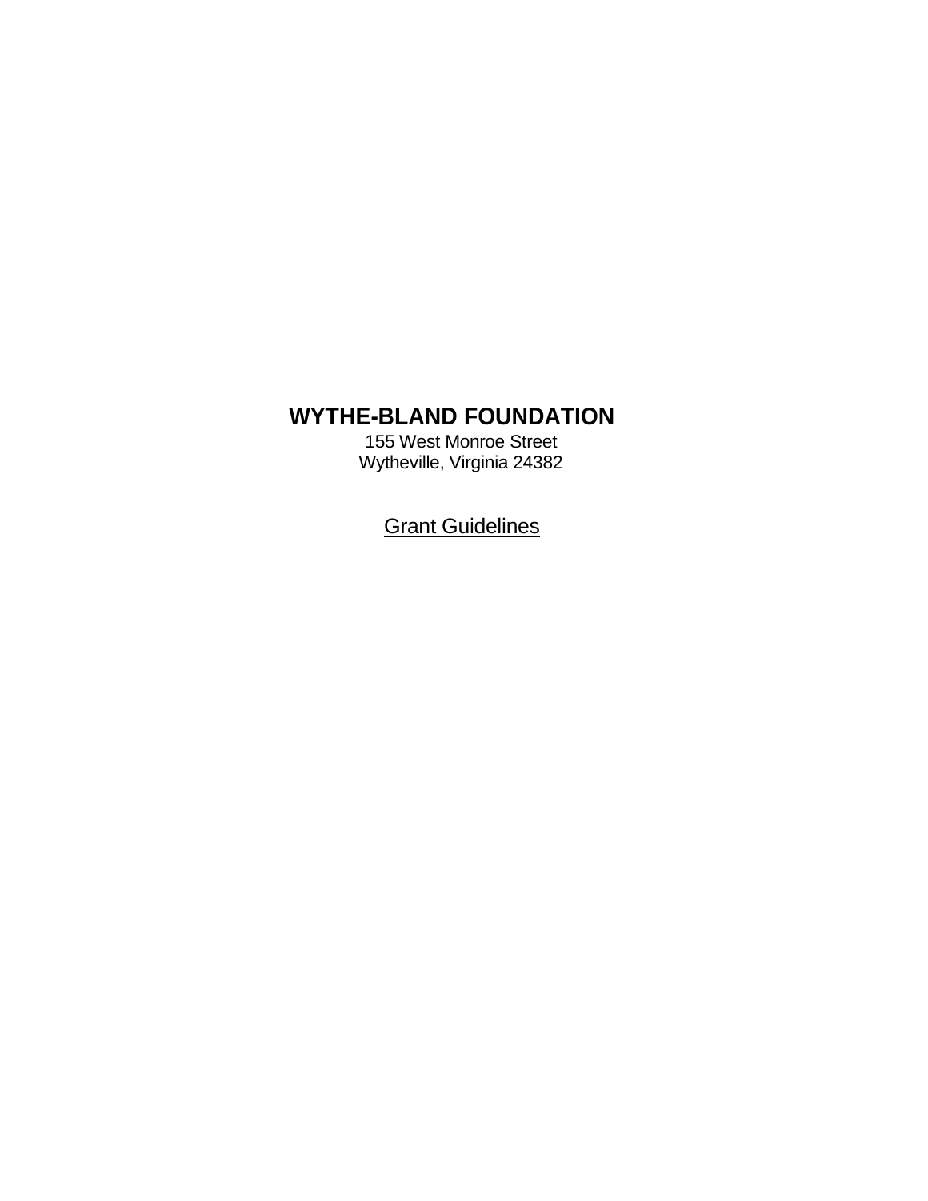# WYTHE-BLAND FOUNDATION

155 West Monroe Street
Wytheville, Virginia 24382

Grant Guidelines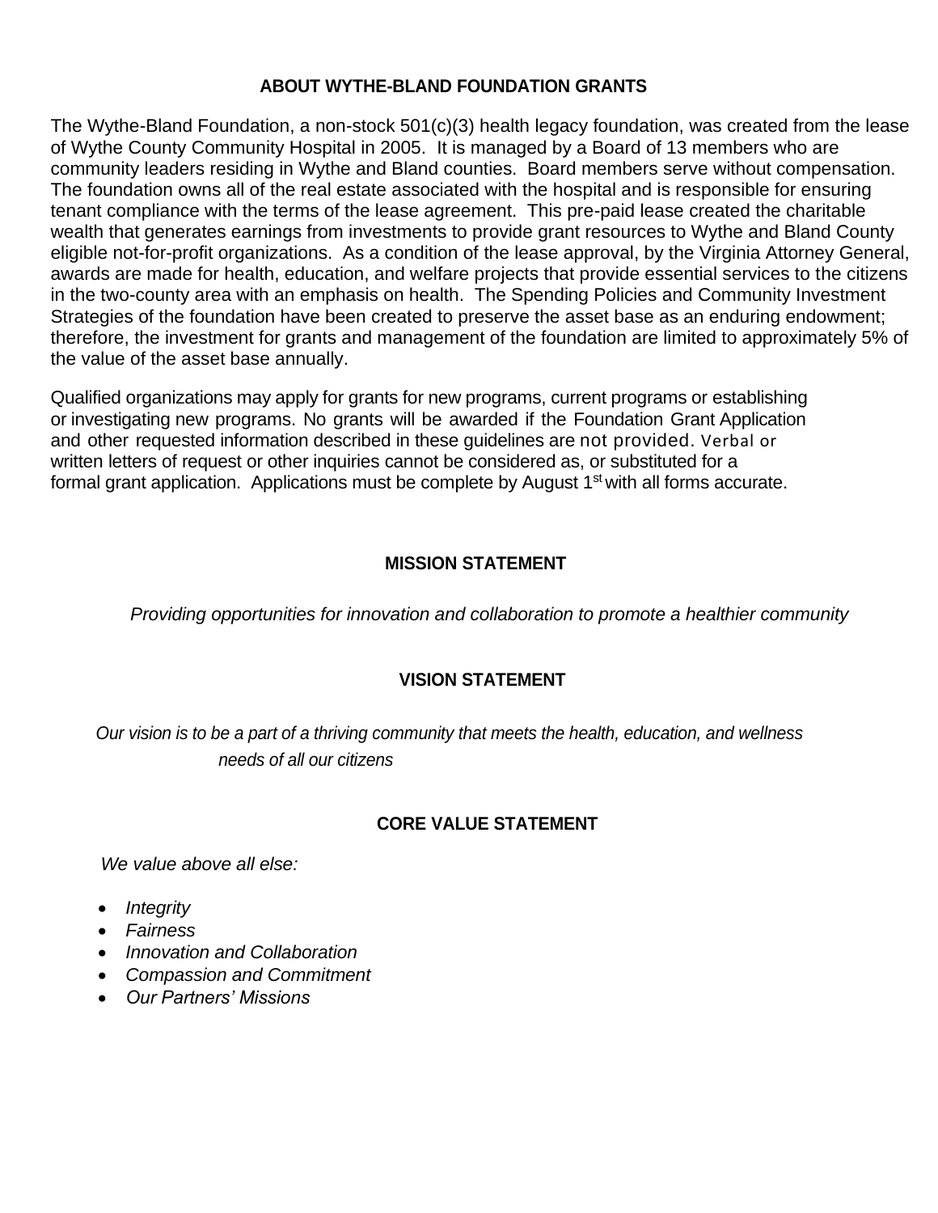## ABOUT WYTHE-BLAND FOUNDATION GRANTS

The Wythe-Bland Foundation, a non-stock 501(c)(3) health legacy foundation, was created from the lease of Wythe County Community Hospital in 2005. It is managed by a Board of 13 members who are community leaders residing in Wythe and Bland counties. Board members serve without compensation. The foundation owns all of the real estate associated with the hospital and is responsible for ensuring tenant compliance with the terms of the lease agreement. This pre-paid lease created the charitable wealth that generates earnings from investments to provide grant resources to Wythe and Bland County eligible not-for-profit organizations. As a condition of the lease approval, by the Virginia Attorney General, awards are made for health, education, and welfare projects that provide essential services to the citizens in the two-county area with an emphasis on health. The Spending Policies and Community Investment Strategies of the foundation have been created to preserve the asset base as an enduring endowment; therefore, the investment for grants and management of the foundation are limited to approximately 5% of the value of the asset base annually.

Qualified organizations may apply for grants for new programs, current programs or establishing or investigating new programs. No grants will be awarded if the Foundation Grant Application and other requested information described in these guidelines are not provided. Verbal or written letters of request or other inquiries cannot be considered as, or substituted for a formal grant application. Applications must be complete by August 1st with all forms accurate.

## MISSION STATEMENT

*Providing opportunities for innovation and collaboration to promote a healthier community*

## VISION STATEMENT

*Our vision is to be a part of a thriving community that meets the health, education, and wellness needs of all our citizens*

## CORE VALUE STATEMENT

*We value above all else:*

- *Integrity*
- *Fairness*
- *Innovation and Collaboration*
- *Compassion and Commitment*
- *Our Partners' Missions*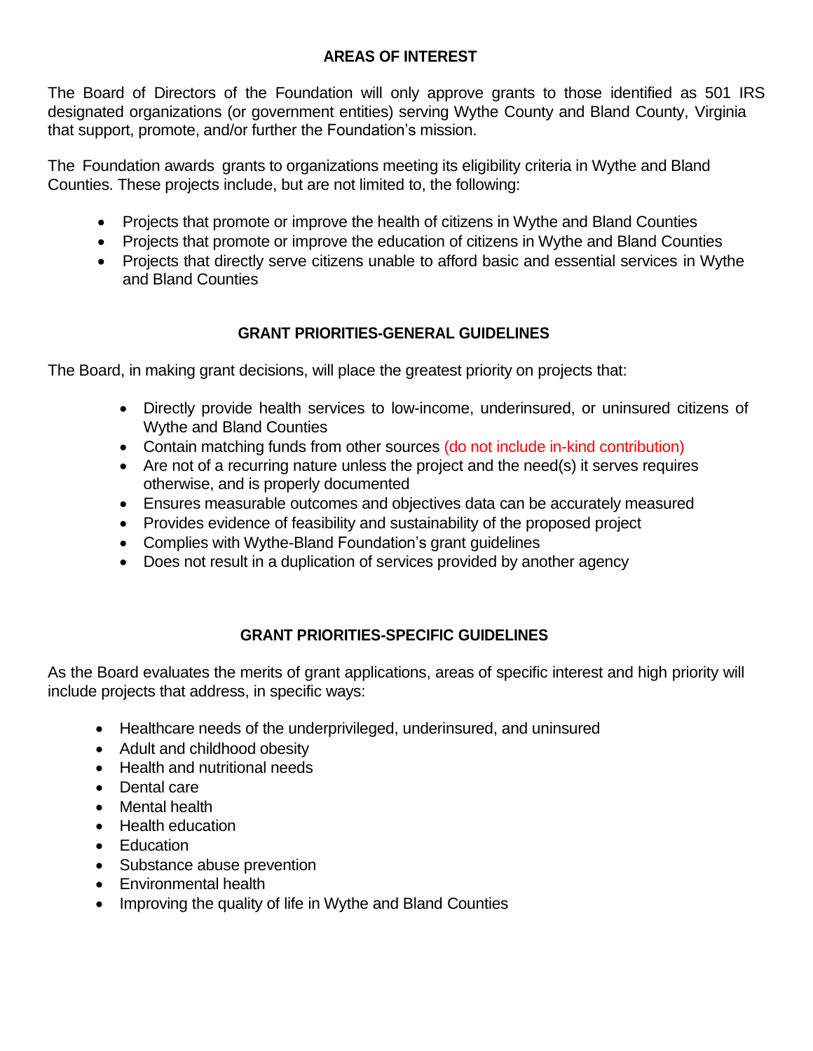## AREAS OF INTEREST

The Board of Directors of the Foundation will only approve grants to those identified as 501 IRS designated organizations (or government entities) serving Wythe County and Bland County, Virginia that support, promote, and/or further the Foundation's mission.

The Foundation awards grants to organizations meeting its eligibility criteria in Wythe and Bland Counties. These projects include, but are not limited to, the following:

- Projects that promote or improve the health of citizens in Wythe and Bland Counties
- Projects that promote or improve the education of citizens in Wythe and Bland Counties
- Projects that directly serve citizens unable to afford basic and essential services in Wythe and Bland Counties

## GRANT PRIORITIES-GENERAL GUIDELINES

The Board, in making grant decisions, will place the greatest priority on projects that:

- Directly provide health services to low-income, underinsured, or uninsured citizens of Wythe and Bland Counties
- Contain matching funds from other sources (do not include in-kind contribution)
- Are not of a recurring nature unless the project and the need(s) it serves requires otherwise, and is properly documented
- Ensures measurable outcomes and objectives data can be accurately measured
- Provides evidence of feasibility and sustainability of the proposed project
- Complies with Wythe-Bland Foundation's grant guidelines
- Does not result in a duplication of services provided by another agency

## GRANT PRIORITIES-SPECIFIC GUIDELINES

As the Board evaluates the merits of grant applications, areas of specific interest and high priority will include projects that address, in specific ways:

- Healthcare needs of the underprivileged, underinsured, and uninsured
- Adult and childhood obesity
- Health and nutritional needs
- Dental care
- Mental health
- Health education
- Education
- Substance abuse prevention
- Environmental health
- Improving the quality of life in Wythe and Bland Counties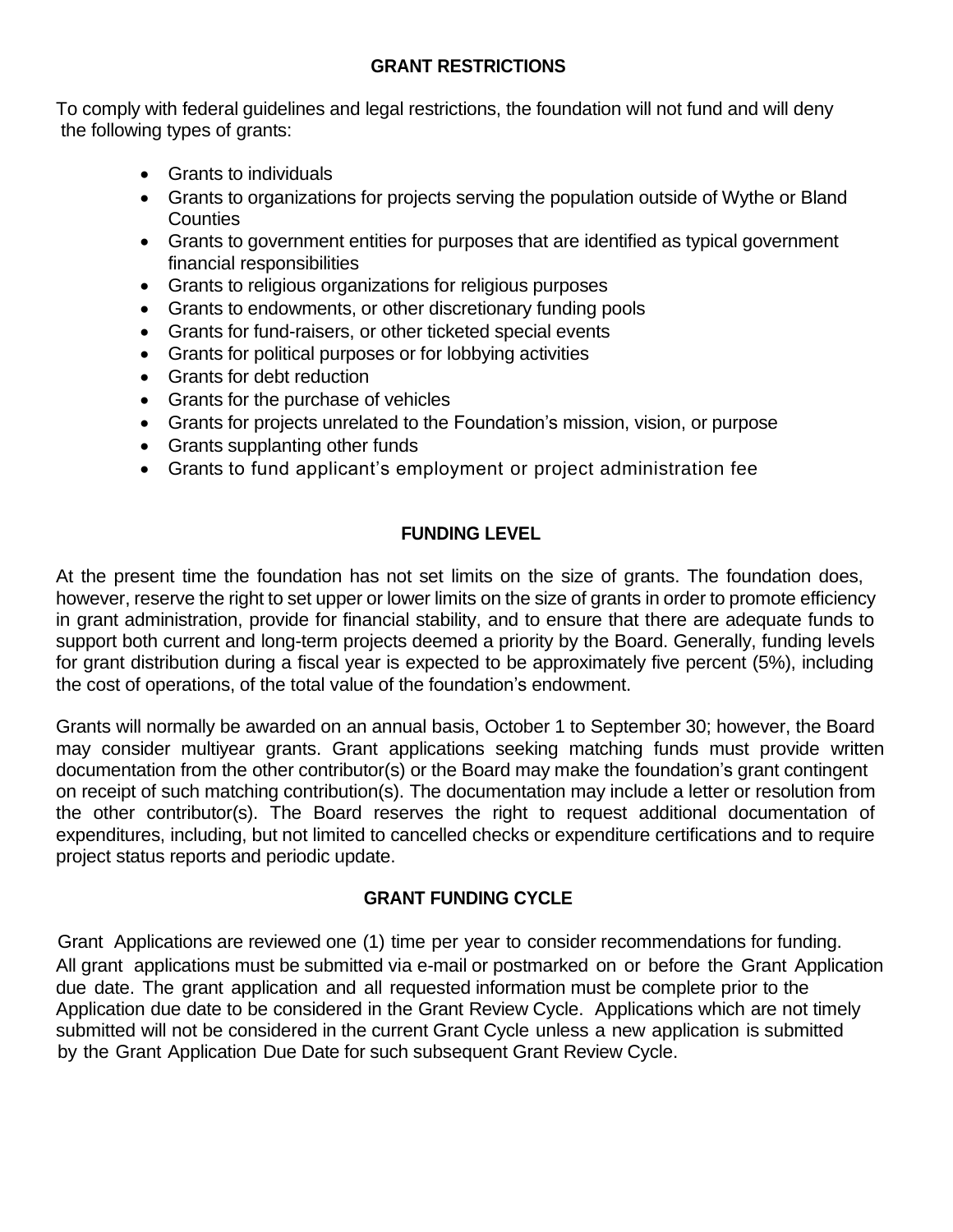## GRANT RESTRICTIONS

To comply with federal guidelines and legal restrictions, the foundation will not fund and will deny the following types of grants:

- Grants to individuals
- Grants to organizations for projects serving the population outside of Wythe or Bland Counties
- Grants to government entities for purposes that are identified as typical government financial responsibilities
- Grants to religious organizations for religious purposes
- Grants to endowments, or other discretionary funding pools
- Grants for fund-raisers, or other ticketed special events
- Grants for political purposes or for lobbying activities
- Grants for debt reduction
- Grants for the purchase of vehicles
- Grants for projects unrelated to the Foundation's mission, vision, or purpose
- Grants supplanting other funds
- Grants to fund applicant's employment or project administration fee

## FUNDING LEVEL

At the present time the foundation has not set limits on the size of grants. The foundation does, however, reserve the right to set upper or lower limits on the size of grants in order to promote efficiency in grant administration, provide for financial stability, and to ensure that there are adequate funds to support both current and long-term projects deemed a priority by the Board. Generally, funding levels for grant distribution during a fiscal year is expected to be approximately five percent (5%), including the cost of operations, of the total value of the foundation's endowment.

Grants will normally be awarded on an annual basis, October 1 to September 30; however, the Board may consider multiyear grants. Grant applications seeking matching funds must provide written documentation from the other contributor(s) or the Board may make the foundation's grant contingent on receipt of such matching contribution(s). The documentation may include a letter or resolution from the other contributor(s). The Board reserves the right to request additional documentation of expenditures, including, but not limited to cancelled checks or expenditure certifications and to require project status reports and periodic update.

## GRANT FUNDING CYCLE

Grant Applications are reviewed one (1) time per year to consider recommendations for funding. All grant applications must be submitted via e-mail or postmarked on or before the Grant Application due date. The grant application and all requested information must be complete prior to the Application due date to be considered in the Grant Review Cycle. Applications which are not timely submitted will not be considered in the current Grant Cycle unless a new application is submitted by the Grant Application Due Date for such subsequent Grant Review Cycle.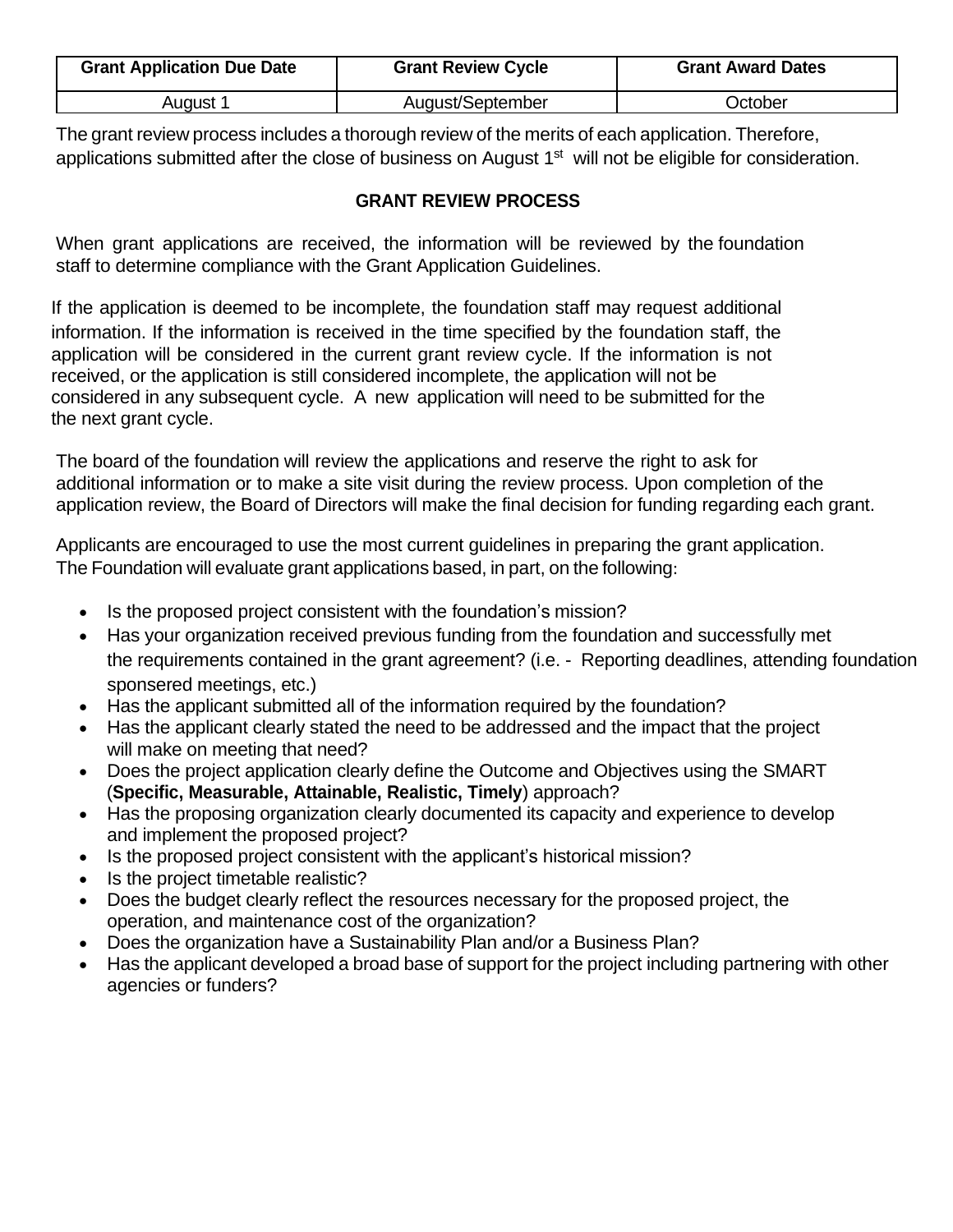| Grant Application Due Date | Grant Review Cycle | Grant Award Dates |
| --- | --- | --- |
| August 1 | August/September | October |

The grant review process includes a thorough review of the merits of each application. Therefore, applications submitted after the close of business on August 1st will not be eligible for consideration.

## GRANT REVIEW PROCESS

When grant applications are received, the information will be reviewed by the foundation staff to determine compliance with the Grant Application Guidelines.

If the application is deemed to be incomplete, the foundation staff may request additional information. If the information is received in the time specified by the foundation staff, the application will be considered in the current grant review cycle. If the information is not received, or the application is still considered incomplete, the application will not be considered in any subsequent cycle. A new application will need to be submitted for the the next grant cycle.

The board of the foundation will review the applications and reserve the right to ask for additional information or to make a site visit during the review process. Upon completion of the application review, the Board of Directors will make the final decision for funding regarding each grant.

Applicants are encouraged to use the most current guidelines in preparing the grant application. The Foundation will evaluate grant applications based, in part, on the following:

- Is the proposed project consistent with the foundation's mission?
- Has your organization received previous funding from the foundation and successfully met the requirements contained in the grant agreement? (i.e. - Reporting deadlines, attending foundation sponsered meetings, etc.)
- Has the applicant submitted all of the information required by the foundation?
- Has the applicant clearly stated the need to be addressed and the impact that the project will make on meeting that need?
- Does the project application clearly define the Outcome and Objectives using the SMART (**Specific, Measurable, Attainable, Realistic, Timely**) approach?
- Has the proposing organization clearly documented its capacity and experience to develop and implement the proposed project?
- Is the proposed project consistent with the applicant's historical mission?
- Is the project timetable realistic?
- Does the budget clearly reflect the resources necessary for the proposed project, the operation, and maintenance cost of the organization?
- Does the organization have a Sustainability Plan and/or a Business Plan?
- Has the applicant developed a broad base of support for the project including partnering with other agencies or funders?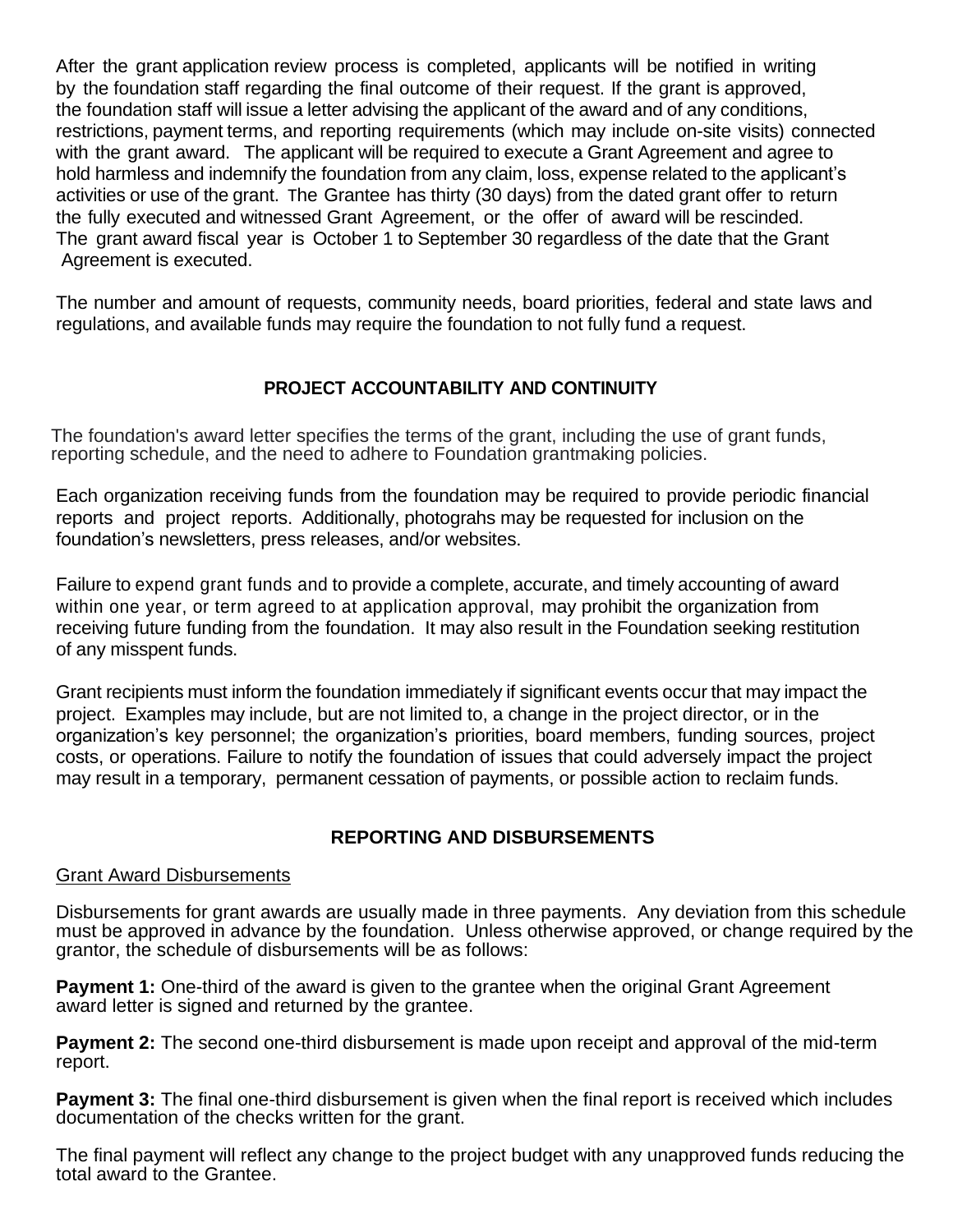After the grant application review process is completed, applicants will be notified in writing by the foundation staff regarding the final outcome of their request. If the grant is approved, the foundation staff will issue a letter advising the applicant of the award and of any conditions, restrictions, payment terms, and reporting requirements (which may include on-site visits) connected with the grant award. The applicant will be required to execute a Grant Agreement and agree to hold harmless and indemnify the foundation from any claim, loss, expense related to the applicant's activities or use of the grant. The Grantee has thirty (30 days) from the dated grant offer to return the fully executed and witnessed Grant Agreement, or the offer of award will be rescinded. The grant award fiscal year is October 1 to September 30 regardless of the date that the Grant Agreement is executed.

The number and amount of requests, community needs, board priorities, federal and state laws and regulations, and available funds may require the foundation to not fully fund a request.

## PROJECT ACCOUNTABILITY AND CONTINUITY

The foundation's award letter specifies the terms of the grant, including the use of grant funds, reporting schedule, and the need to adhere to Foundation grantmaking policies.

Each organization receiving funds from the foundation may be required to provide periodic financial reports and project reports. Additionally, photograhs may be requested for inclusion on the foundation's newsletters, press releases, and/or websites.

Failure to expend grant funds and to provide a complete, accurate, and timely accounting of award within one year, or term agreed to at application approval, may prohibit the organization from receiving future funding from the foundation. It may also result in the Foundation seeking restitution of any misspent funds.

Grant recipients must inform the foundation immediately if significant events occur that may impact the project. Examples may include, but are not limited to, a change in the project director, or in the organization's key personnel; the organization's priorities, board members, funding sources, project costs, or operations. Failure to notify the foundation of issues that could adversely impact the project may result in a temporary, permanent cessation of payments, or possible action to reclaim funds.

## REPORTING AND DISBURSEMENTS

### Grant Award Disbursements

Disbursements for grant awards are usually made in three payments. Any deviation from this schedule must be approved in advance by the foundation. Unless otherwise approved, or change required by the grantor, the schedule of disbursements will be as follows:

**Payment 1:** One-third of the award is given to the grantee when the original Grant Agreement award letter is signed and returned by the grantee.

**Payment 2:** The second one-third disbursement is made upon receipt and approval of the mid-term report.

**Payment 3:** The final one-third disbursement is given when the final report is received which includes documentation of the checks written for the grant.

The final payment will reflect any change to the project budget with any unapproved funds reducing the total award to the Grantee.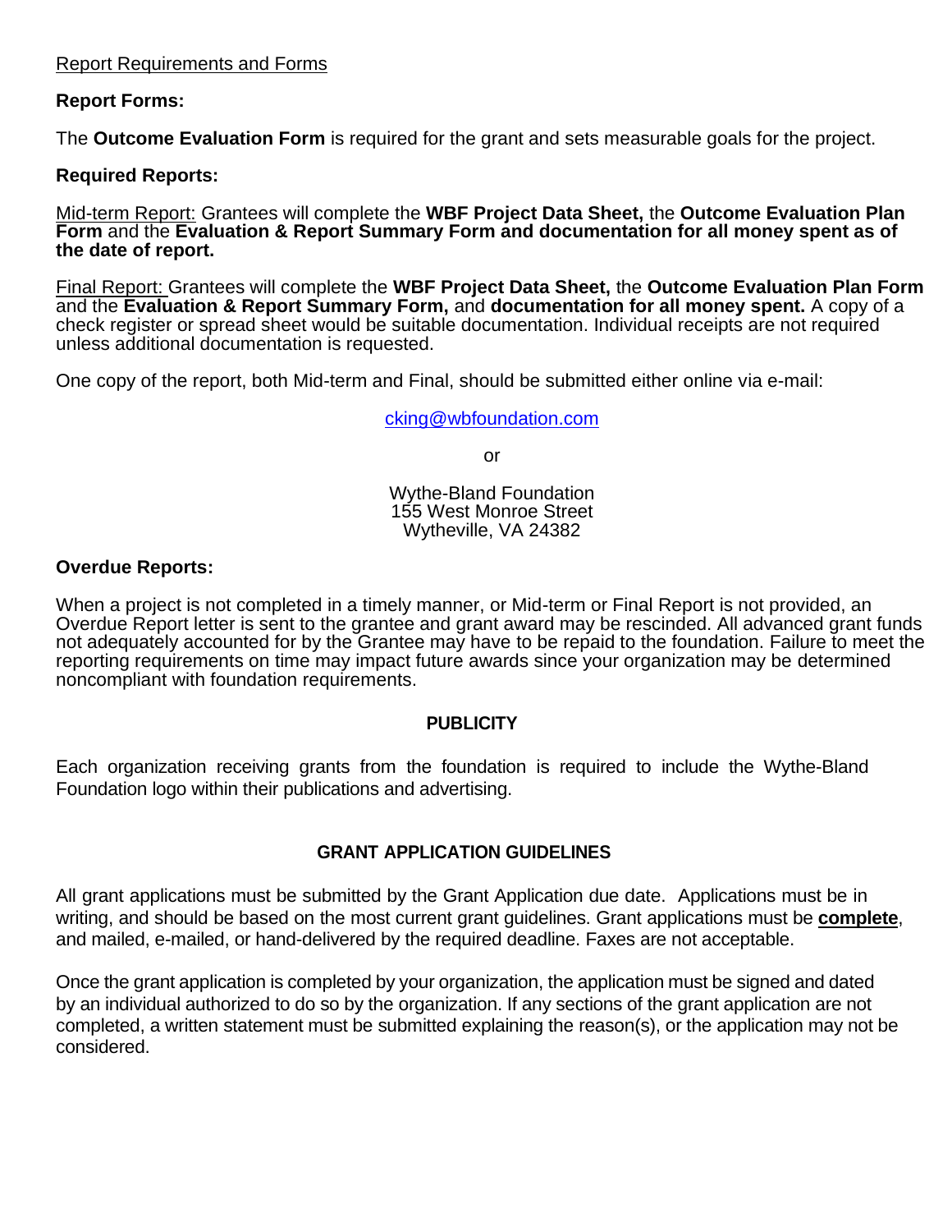Report Requirements and Forms

**Report Forms:**

The **Outcome Evaluation Form** is required for the grant and sets measurable goals for the project.

**Required Reports:**

Mid-term Report: Grantees will complete the **WBF Project Data Sheet,** the **Outcome Evaluation Plan Form** and the **Evaluation & Report Summary Form and documentation for all money spent as of the date of report.**

Final Report: Grantees will complete the **WBF Project Data Sheet,** the **Outcome Evaluation Plan Form** and the **Evaluation & Report Summary Form,** and **documentation for all money spent.** A copy of a check register or spread sheet would be suitable documentation. Individual receipts are not required unless additional documentation is requested.

One copy of the report, both Mid-term and Final, should be submitted either online via e-mail:

cking@wbfoundation.com

or

Wythe-Bland Foundation
155 West Monroe Street
Wytheville, VA 24382

**Overdue Reports:**

When a project is not completed in a timely manner, or Mid-term or Final Report is not provided, an Overdue Report letter is sent to the grantee and grant award may be rescinded. All advanced grant funds not adequately accounted for by the Grantee may have to be repaid to the foundation. Failure to meet the reporting requirements on time may impact future awards since your organization may be determined noncompliant with foundation requirements.

## PUBLICITY

Each organization receiving grants from the foundation is required to include the Wythe-Bland Foundation logo within their publications and advertising.

## GRANT APPLICATION GUIDELINES

All grant applications must be submitted by the Grant Application due date. Applications must be in writing, and should be based on the most current grant guidelines. Grant applications must be **complete**, and mailed, e-mailed, or hand-delivered by the required deadline. Faxes are not acceptable.

Once the grant application is completed by your organization, the application must be signed and dated by an individual authorized to do so by the organization. If any sections of the grant application are not completed, a written statement must be submitted explaining the reason(s), or the application may not be considered.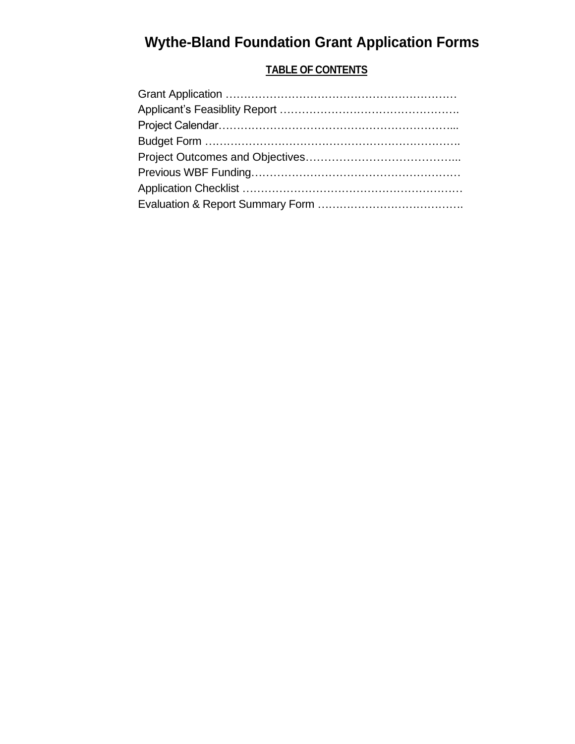# Wythe-Bland Foundation Grant Application Forms

**TABLE OF CONTENTS**

Grant Application ………………………………………………………
Applicant's Feasiblity Report ………………………………………….
Project Calendar…………………………………………………………...
Budget Form ……………………………………………………………….
Project Outcomes and Objectives…………………………………...
Previous WBF Funding…………………………………………………
Application Checklist ……………………………………………………
Evaluation & Report Summary Form ………………………………….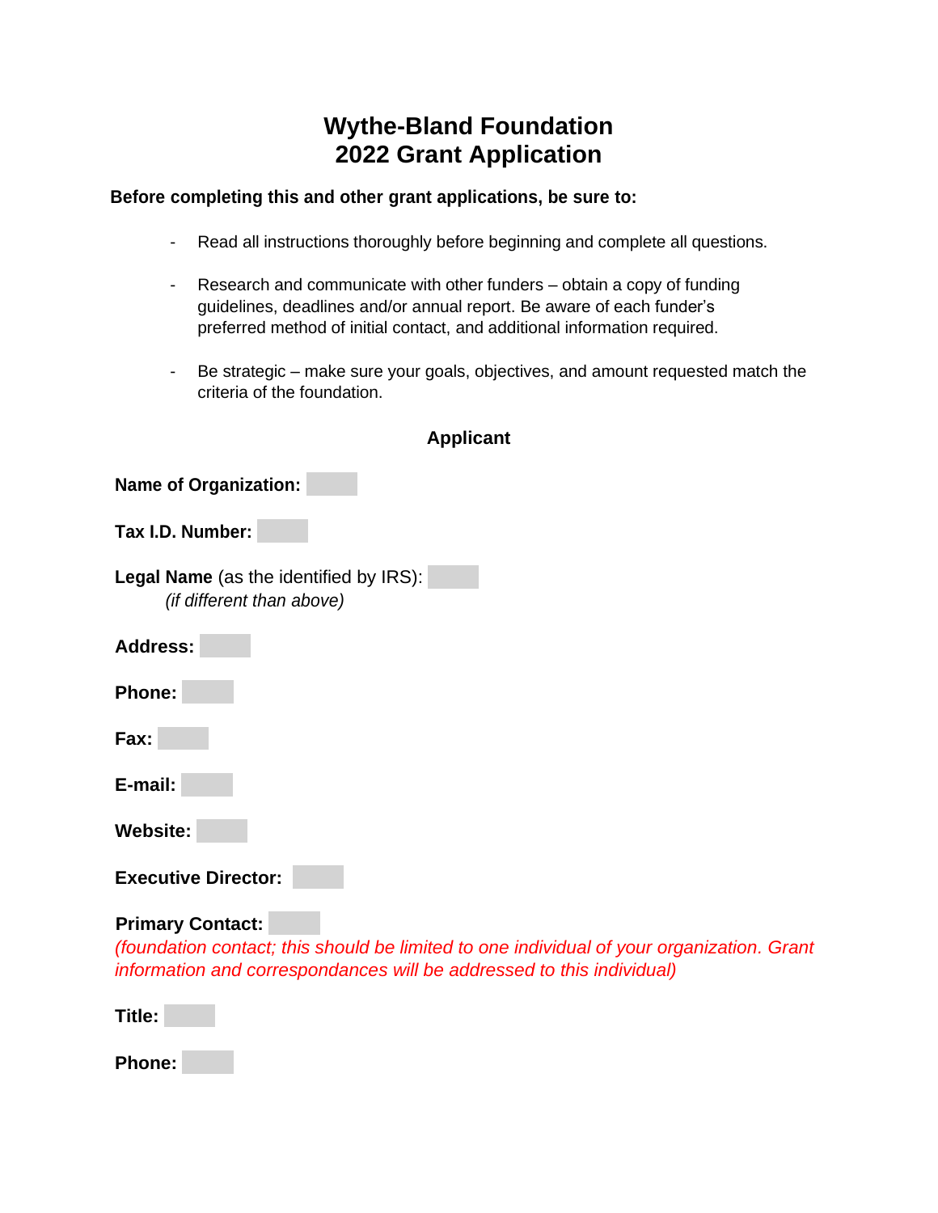# Wythe-Bland Foundation
# 2022 Grant Application

**Before completing this and other grant applications, be sure to:**

- Read all instructions thoroughly before beginning and complete all questions.
- Research and communicate with other funders – obtain a copy of funding guidelines, deadlines and/or annual report. Be aware of each funder's preferred method of initial contact, and additional information required.
- Be strategic – make sure your goals, objectives, and amount requested match the criteria of the foundation.

## Applicant

**Name of Organization:**

**Tax I.D. Number:**

**Legal Name** (as the identified by IRS):
*(if different than above)*

**Address:**

**Phone:**

**Fax:**

**E-mail:**

**Website:**

**Executive Director:**

**Primary Contact:**
*(foundation contact; this should be limited to one individual of your organization. Grant information and correspondances will be addressed to this individual)*

**Title:**

**Phone:**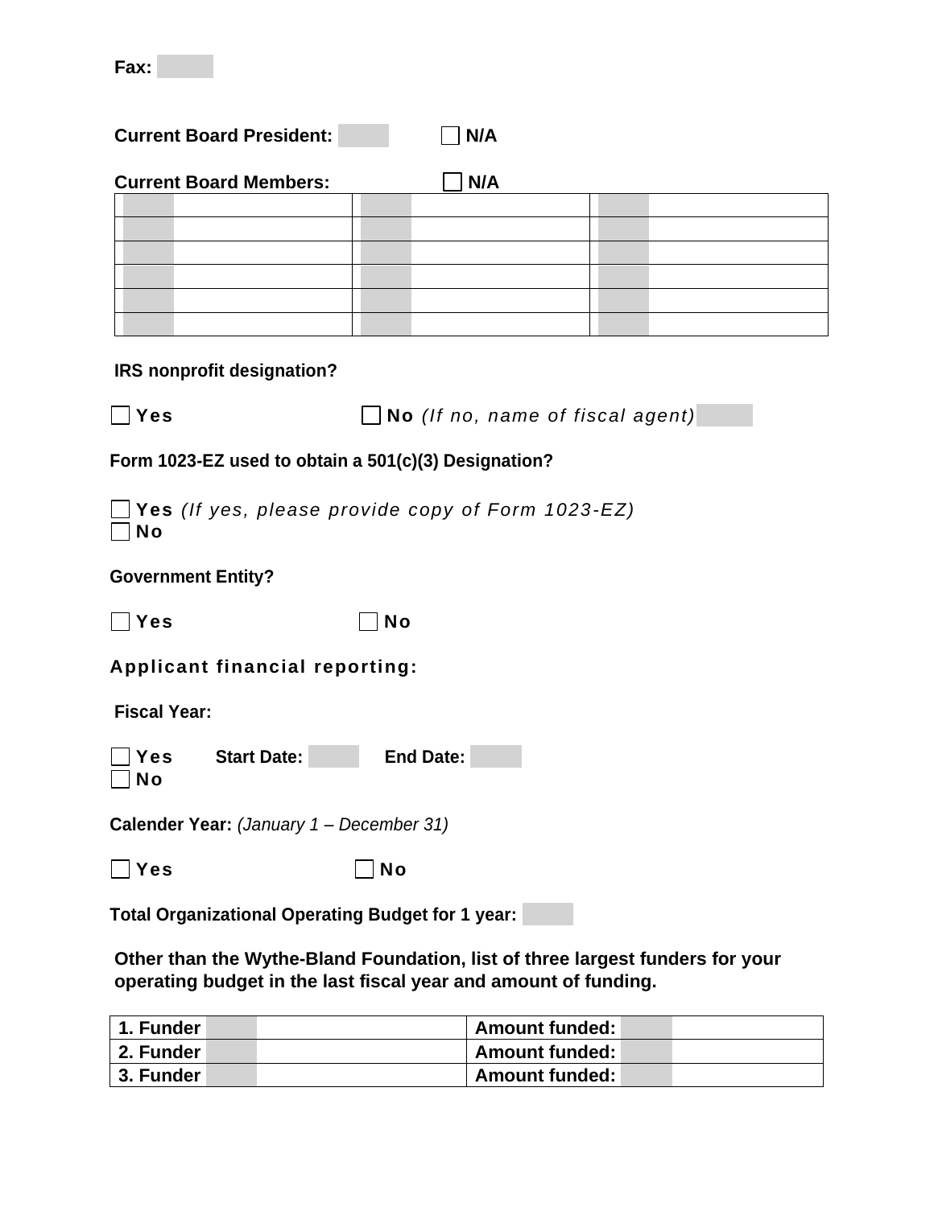**Fax:** 

**Current Board President:** ☐ **N/A**

**Current Board Members:** ☐ **N/A**

| | | |
|---|---|---|
| | | |
| | | |
| | | |
| | | |
| | | |
| | | |

**IRS nonprofit designation?**

☐ **Yes** ☐ **No** *(If no, name of fiscal agent)*

**Form 1023-EZ used to obtain a 501(c)(3) Designation?**

☐ **Yes** *(If yes, please provide copy of Form 1023-EZ)*
☐ **No**

**Government Entity?**

☐ **Yes** ☐ **No**

**Applicant financial reporting:**

**Fiscal Year:**

☐ **Yes** **Start Date:** **End Date:**
☐ **No**

**Calender Year:** *(January 1 – December 31)*

☐ **Yes** ☐ **No**

**Total Organizational Operating Budget for 1 year:**

**Other than the Wythe-Bland Foundation, list of three largest funders for your operating budget in the last fiscal year and amount of funding.**

| | |
|---|---|
| **1. Funder** | **Amount funded:** |
| **2. Funder** | **Amount funded:** |
| **3. Funder** | **Amount funded:** |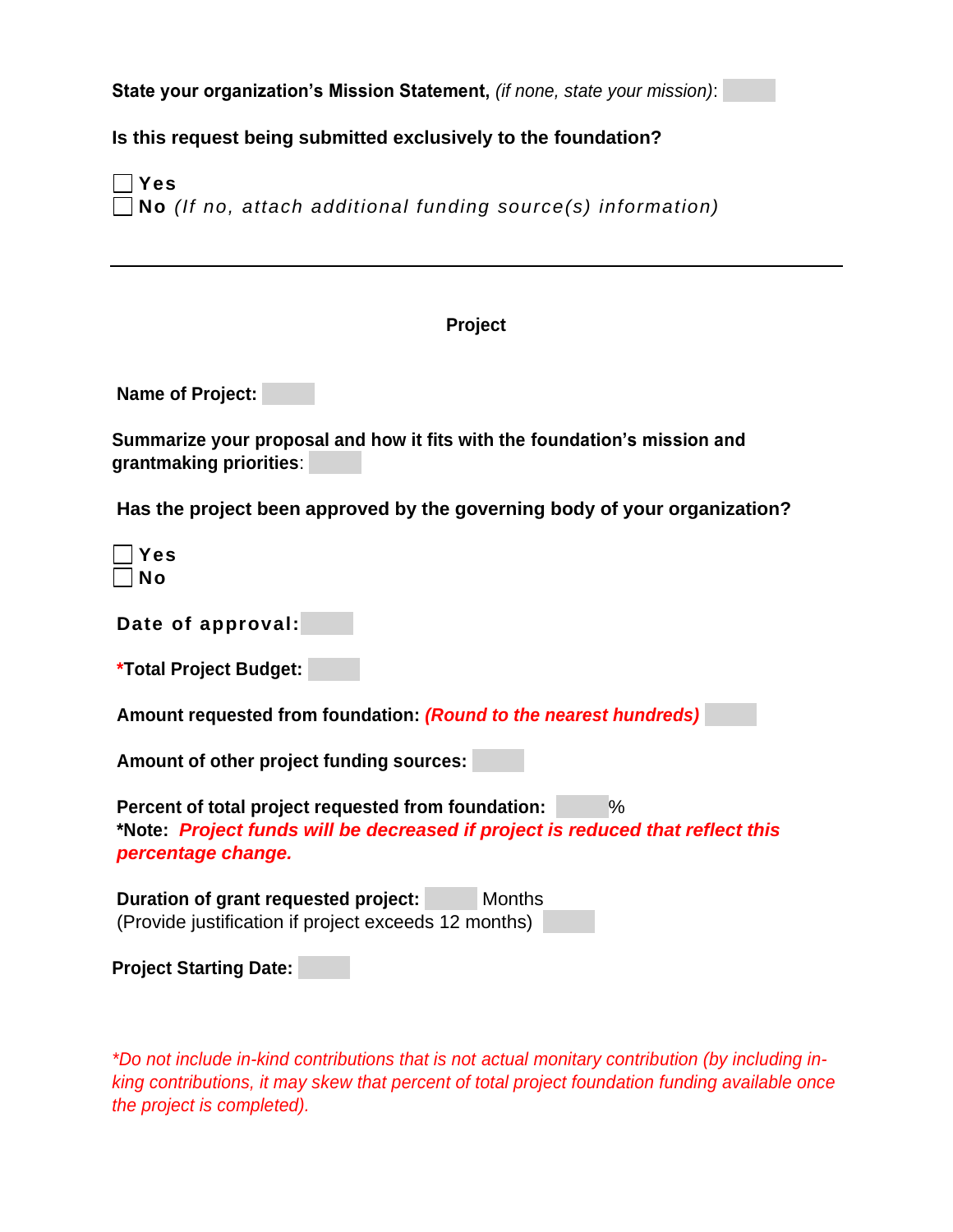**State your organization's Mission Statement,** *(if none, state your mission)*: 

**Is this request being submitted exclusively to the foundation?**

☐ **Yes**
☐ **No** *(If no, attach additional funding source(s) information)*

---

## Project

**Name of Project:** 

**Summarize your proposal and how it fits with the foundation's mission and grantmaking priorities**: 

**Has the project been approved by the governing body of your organization?**

☐ **Yes**
☐ **No**

**Date of approval:** 

**\*Total Project Budget:** 

**Amount requested from foundation:** ***(Round to the nearest hundreds)*** 

**Amount of other project funding sources:** 

**Percent of total project requested from foundation:** %
**\*Note:** ***Project funds will be decreased if project is reduced that reflect this percentage change.***

**Duration of grant requested project:** Months
(Provide justification if project exceeds 12 months) 

**Project Starting Date:** 

*\*Do not include in-kind contributions that is not actual monitary contribution (by including in-king contributions, it may skew that percent of total project foundation funding available once the project is completed).*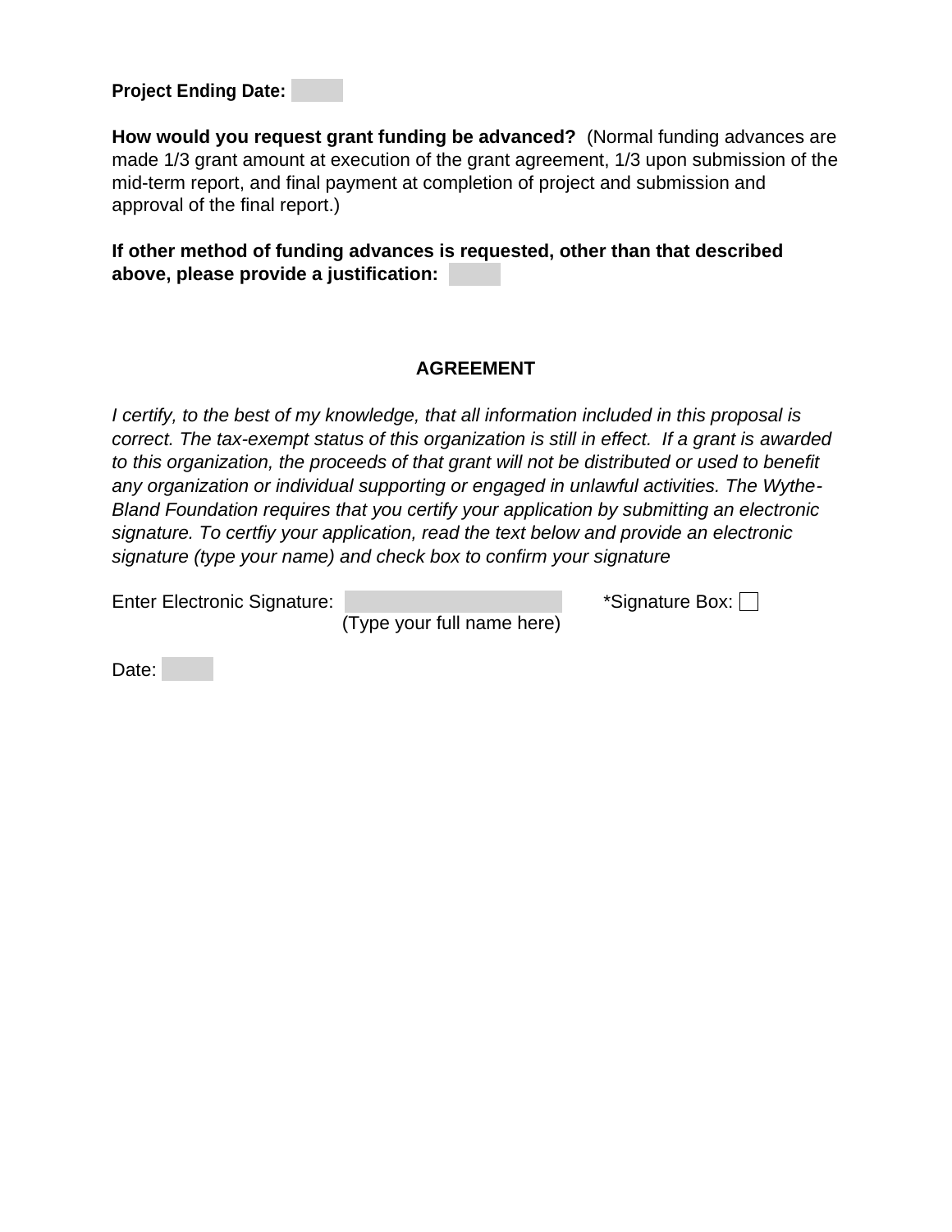**Project Ending Date:**

**How would you request grant funding be advanced?** (Normal funding advances are made 1/3 grant amount at execution of the grant agreement, 1/3 upon submission of the mid-term report, and final payment at completion of project and submission and approval of the final report.)

**If other method of funding advances is requested, other than that described above, please provide a justification:**

## AGREEMENT

*I certify, to the best of my knowledge, that all information included in this proposal is correct. The tax-exempt status of this organization is still in effect. If a grant is awarded to this organization, the proceeds of that grant will not be distributed or used to benefit any organization or individual supporting or engaged in unlawful activities. The Wythe-Bland Foundation requires that you certify your application by submitting an electronic signature. To certfiy your application, read the text below and provide an electronic signature (type your name) and check box to confirm your signature*

Enter Electronic Signature: ______________________ *Signature Box: ☐
(Type your full name here)

Date: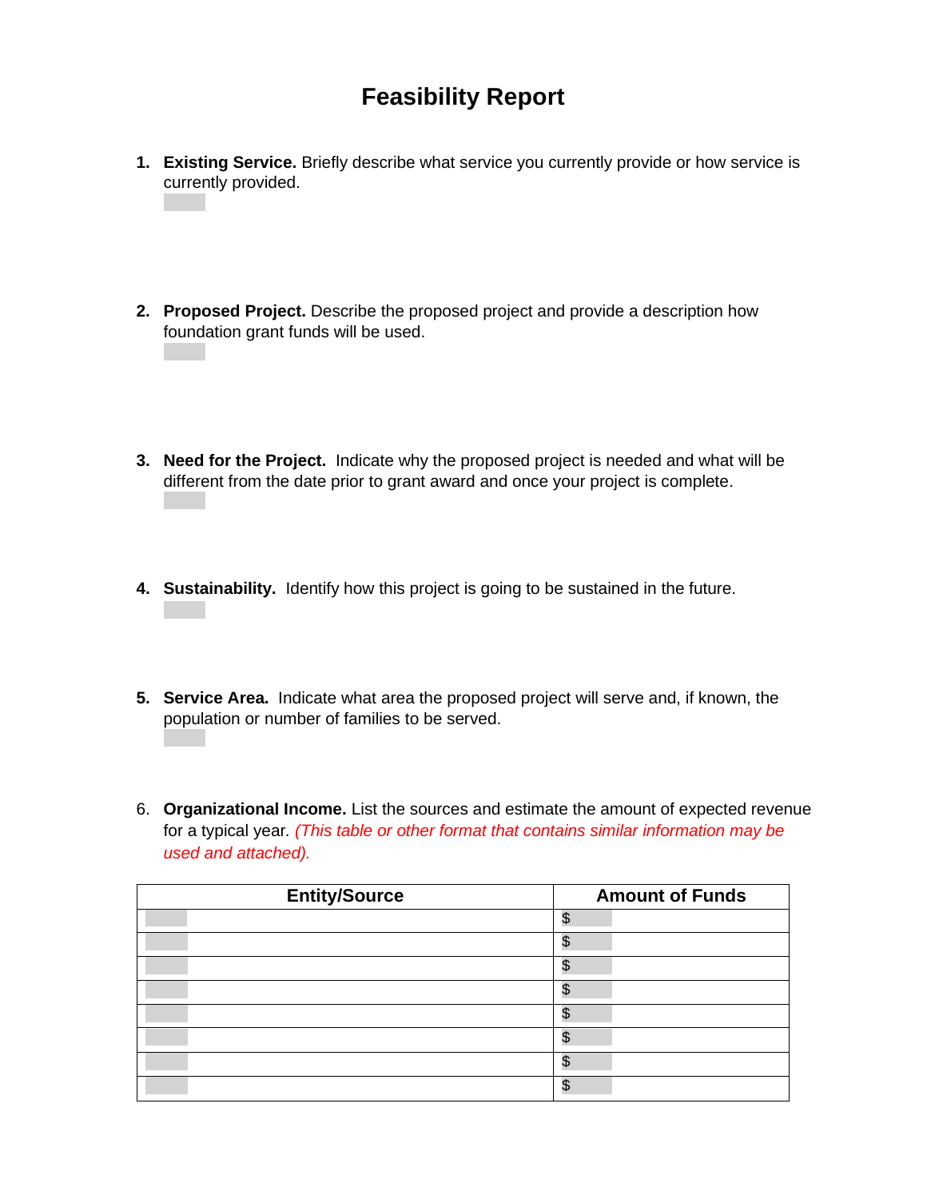# Feasibility Report

1. **Existing Service.** Briefly describe what service you currently provide or how service is currently provided.

2. **Proposed Project.** Describe the proposed project and provide a description how foundation grant funds will be used.

3. **Need for the Project.** Indicate why the proposed project is needed and what will be different from the date prior to grant award and once your project is complete.

4. **Sustainability.** Identify how this project is going to be sustained in the future.

5. **Service Area.** Indicate what area the proposed project will serve and, if known, the population or number of families to be served.

6. **Organizational Income.** List the sources and estimate the amount of expected revenue for a typical year*.* *(This table or other format that contains similar information may be used and attached).*

| Entity/Source | Amount of Funds |
|---|---|
| | $ |
| | $ |
| | $ |
| | $ |
| | $ |
| | $ |
| | $ |
| | $ |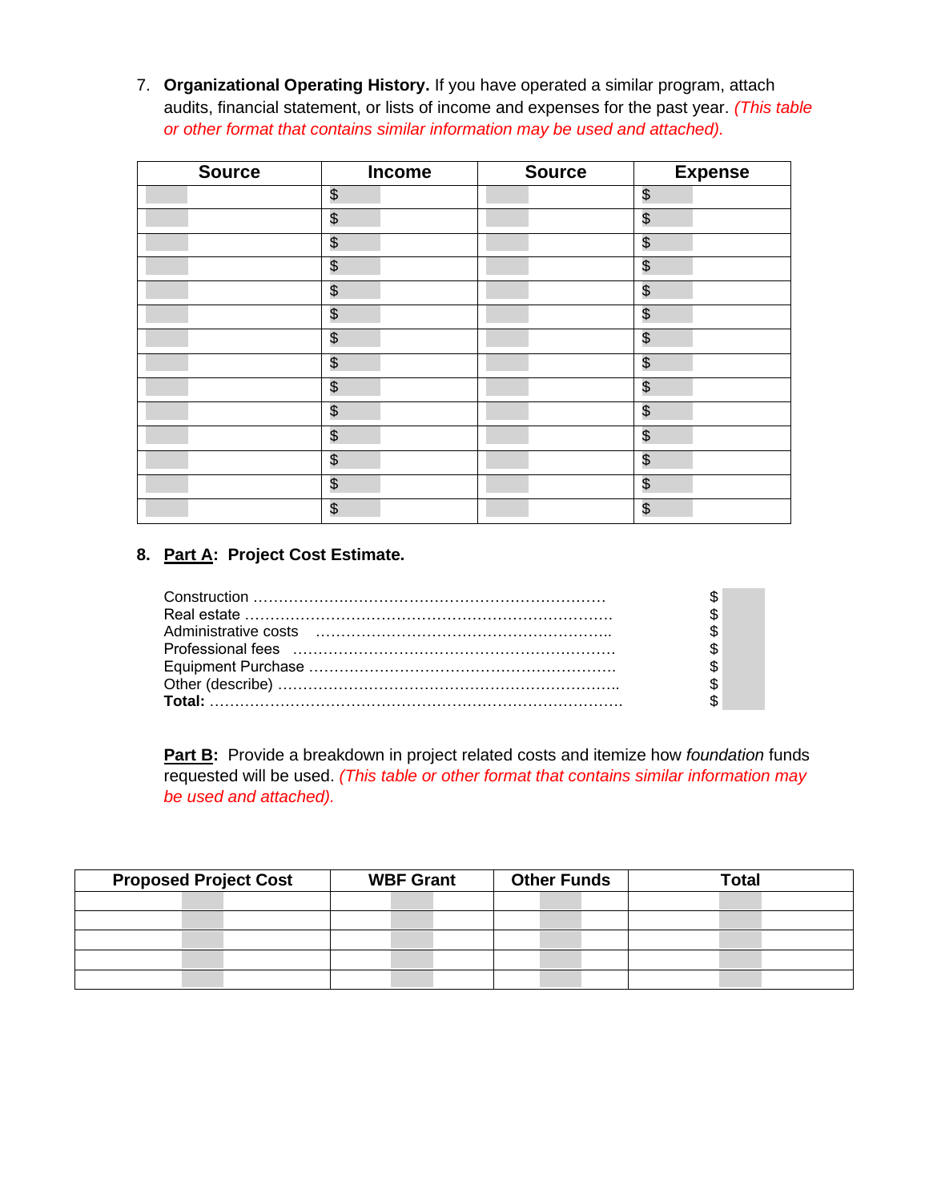7. **Organizational Operating History.** If you have operated a similar program, attach audits, financial statement, or lists of income and expenses for the past year. *(This table or other format that contains similar information may be used and attached).*

| Source | Income | Source | Expense |
|---|---|---|---|
| | $ | | $ |
| | $ | | $ |
| | $ | | $ |
| | $ | | $ |
| | $ | | $ |
| | $ | | $ |
| | $ | | $ |
| | $ | | $ |
| | $ | | $ |
| | $ | | $ |
| | $ | | $ |
| | $ | | $ |
| | $ | | $ |
| | $ | | $ |

8. **Part A: Project Cost Estimate.**

Construction ………………………………………………………………… $
Real estate …………………………………………………………………… $
Administrative costs ……………………………………………………….. $
Professional fees …………………………………………………………… $
Equipment Purchase ……………………………………………………….. $
Other (describe) …………………………………………………………….. $
**Total:** ……………………………………………………………………… $

**Part B:** Provide a breakdown in project related costs and itemize how *foundation* funds requested will be used. *(This table or other format that contains similar information may be used and attached).*

| Proposed Project Cost | WBF Grant | Other Funds | Total |
|---|---|---|---|
| | | | |
| | | | |
| | | | |
| | | | |
| | | | |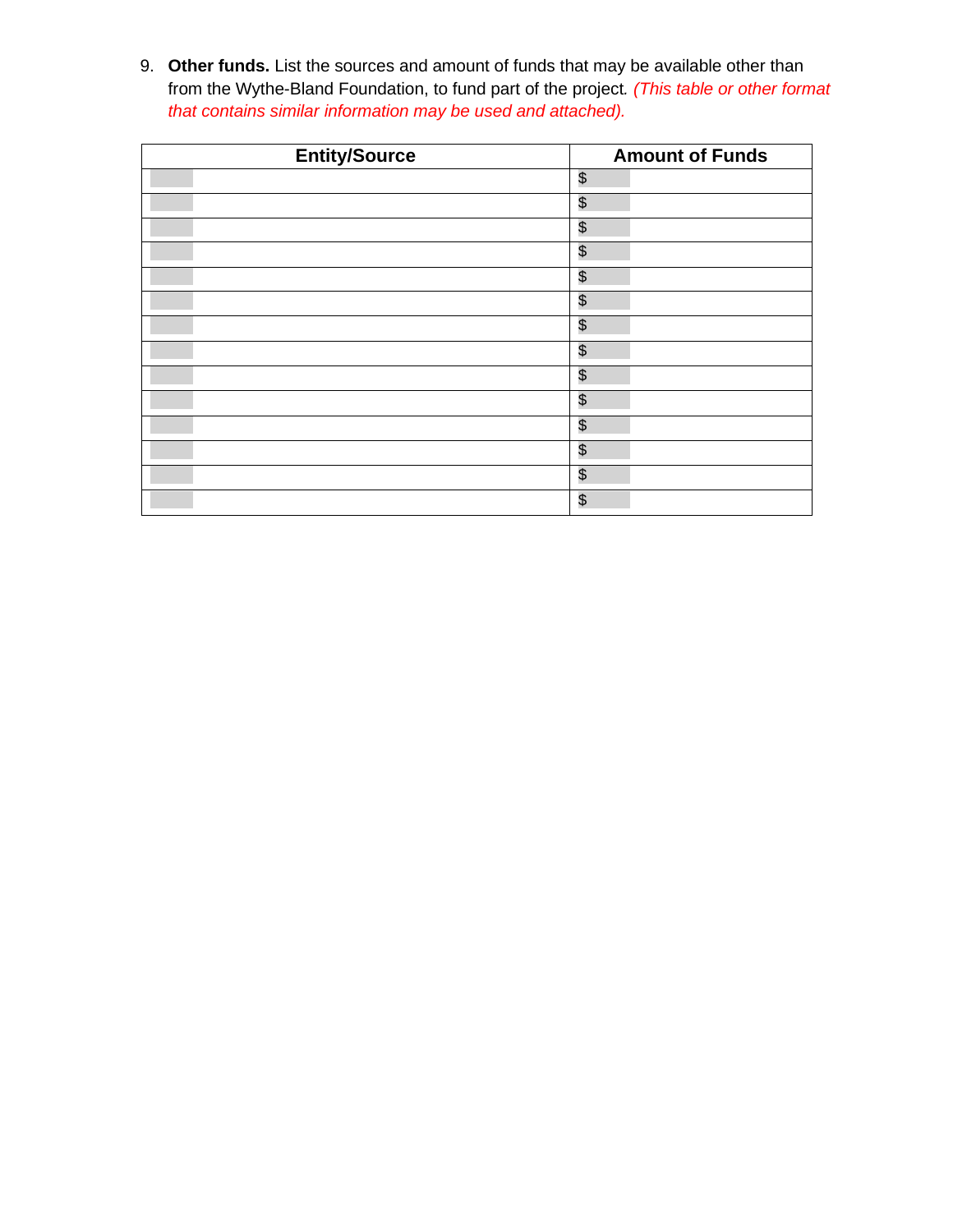9. **Other funds.** List the sources and amount of funds that may be available other than from the Wythe-Bland Foundation, to fund part of the project. *(This table or other format that contains similar information may be used and attached).*

| Entity/Source | Amount of Funds |
|---|---|
| | $ |
| | $ |
| | $ |
| | $ |
| | $ |
| | $ |
| | $ |
| | $ |
| | $ |
| | $ |
| | $ |
| | $ |
| | $ |
| | $ |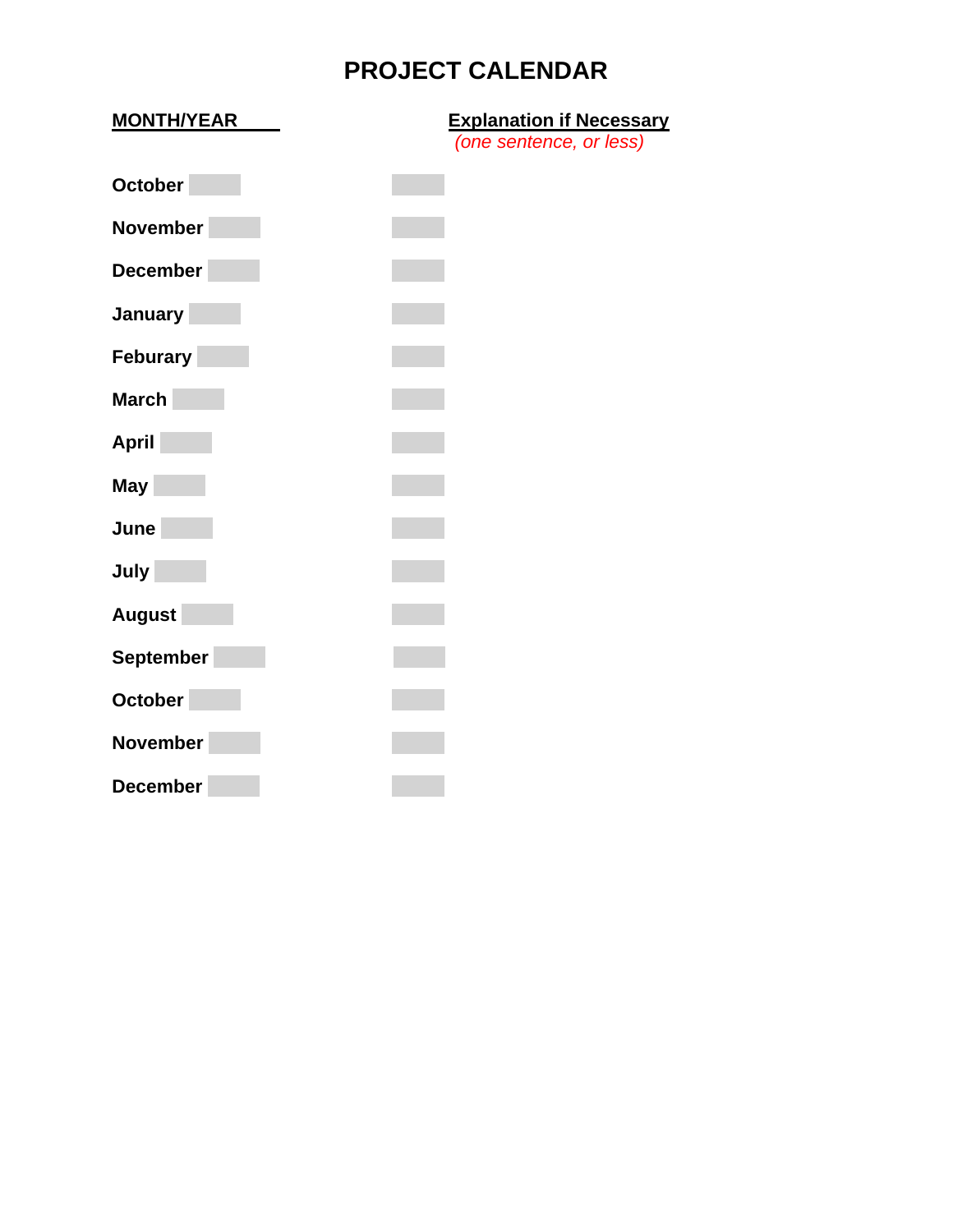# PROJECT CALENDAR

| MONTH/YEAR | Explanation if Necessary *(one sentence, or less)* |
|---|---|
| **October** | |
| **November** | |
| **December** | |
| **January** | |
| **Feburary** | |
| **March** | |
| **April** | |
| **May** | |
| **June** | |
| **July** | |
| **August** | |
| **September** | |
| **October** | |
| **November** | |
| **December** | |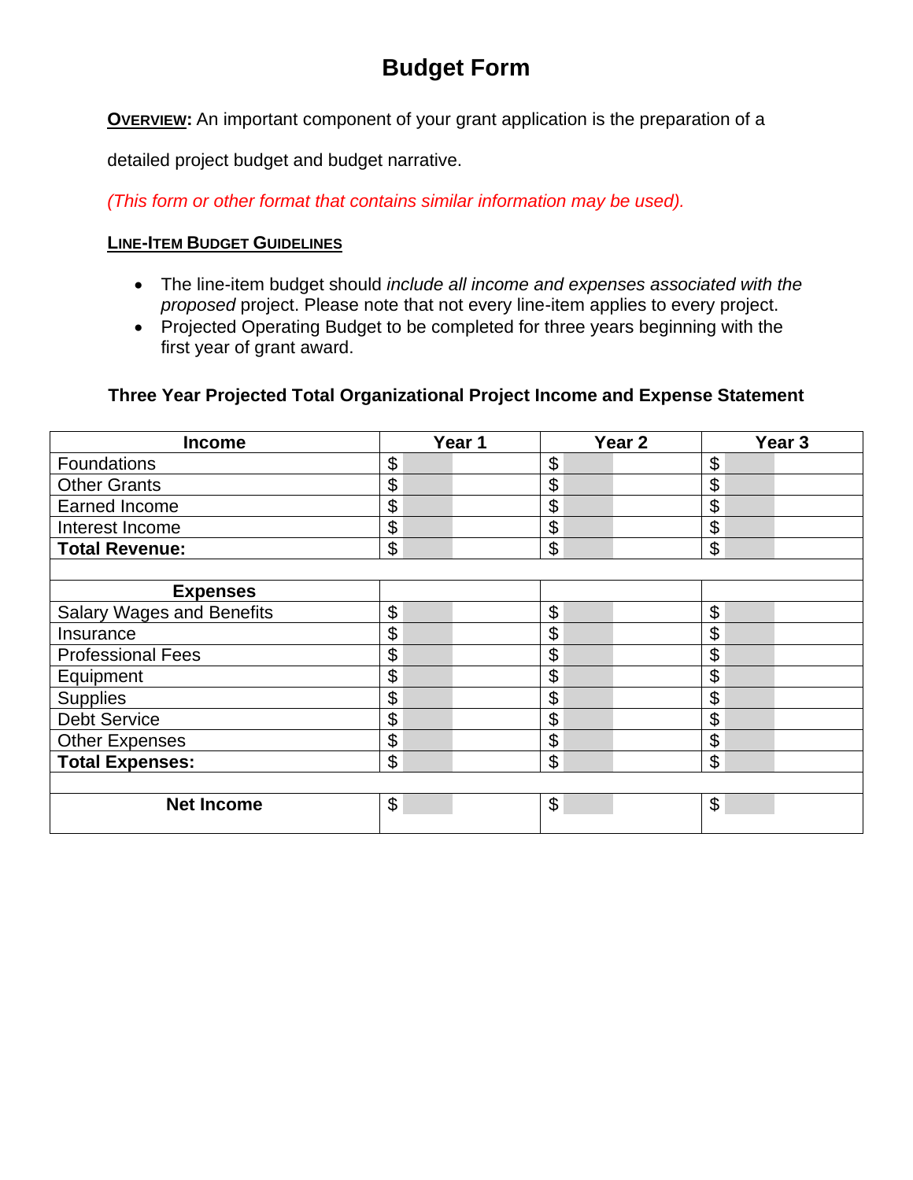# Budget Form

**OVERVIEW:** An important component of your grant application is the preparation of a detailed project budget and budget narrative.

*(This form or other format that contains similar information may be used).*

**LINE-ITEM BUDGET GUIDELINES**

- The line-item budget should *include all income and expenses associated with the proposed* project. Please note that not every line-item applies to every project.
- Projected Operating Budget to be completed for three years beginning with the first year of grant award.

### Three Year Projected Total Organizational Project Income and Expense Statement

| Income | Year 1 | Year 2 | Year 3 |
|---|---|---|---|
| Foundations | $ | $ | $ |
| Other Grants | $ | $ | $ |
| Earned Income | $ | $ | $ |
| Interest Income | $ | $ | $ |
| **Total Revenue:** | $ | $ | $ |
| | | | |
| **Expenses** | | | |
| Salary Wages and Benefits | $ | $ | $ |
| Insurance | $ | $ | $ |
| Professional Fees | $ | $ | $ |
| Equipment | $ | $ | $ |
| Supplies | $ | $ | $ |
| Debt Service | $ | $ | $ |
| Other Expenses | $ | $ | $ |
| **Total Expenses:** | $ | $ | $ |
| | | | |
| **Net Income** | $ | $ | $ |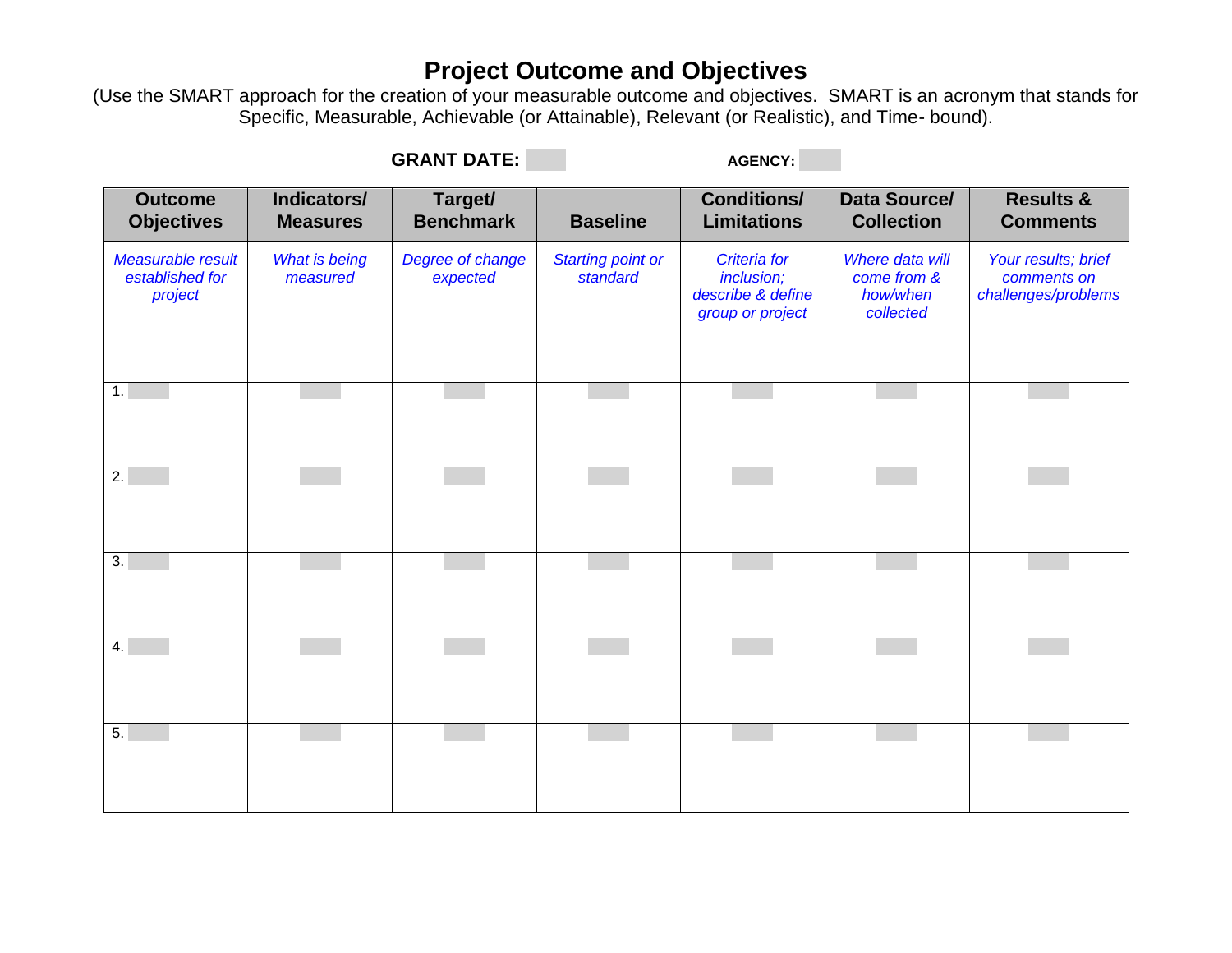# Project Outcome and Objectives

(Use the SMART approach for the creation of your measurable outcome and objectives.  SMART is an acronym that stands for Specific, Measurable, Achievable (or Attainable), Relevant (or Realistic), and Time- bound).

**GRANT DATE:** &nbsp;&nbsp;&nbsp;&nbsp;&nbsp;&nbsp;&nbsp;&nbsp; **AGENCY:**

| Outcome Objectives | Indicators/ Measures | Target/ Benchmark | Baseline | Conditions/ Limitations | Data Source/ Collection | Results & Comments |
|---|---|---|---|---|---|---|
| *Measurable result established for project* | *What is being measured* | *Degree of change expected* | *Starting point or standard* | *Criteria for inclusion; describe & define group or project* | *Where data will come from & how/when collected* | *Your results; brief comments on challenges/problems* |
| 1. | | | | | | |
| 2. | | | | | | |
| 3. | | | | | | |
| 4. | | | | | | |
| 5. | | | | | | |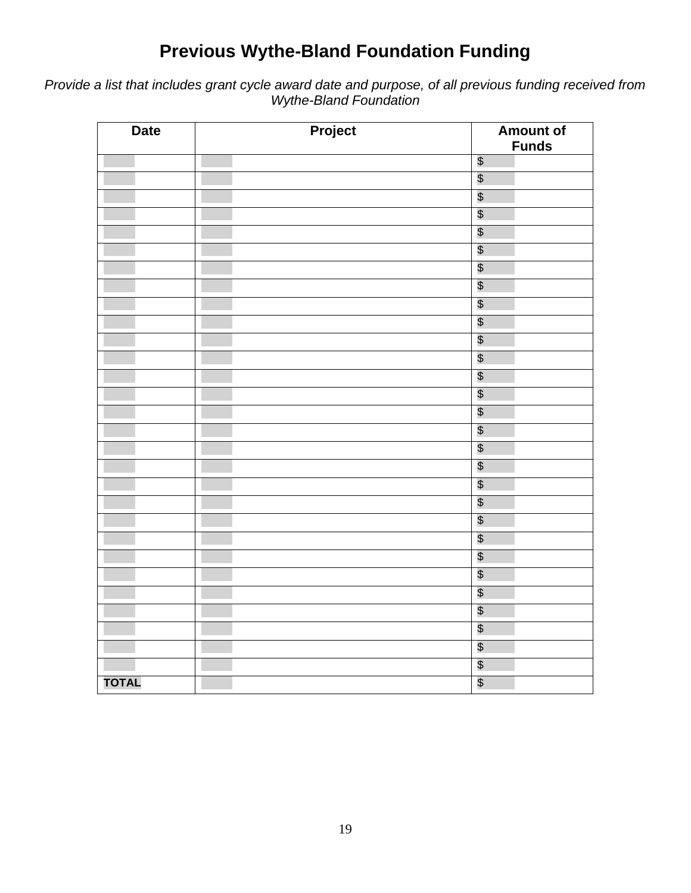# Previous Wythe-Bland Foundation Funding

*Provide a list that includes grant cycle award date and purpose, of all previous funding received from Wythe-Bland Foundation*

| Date | Project | Amount of Funds |
|---|---|---|
| | | $ |
| | | $ |
| | | $ |
| | | $ |
| | | $ |
| | | $ |
| | | $ |
| | | $ |
| | | $ |
| | | $ |
| | | $ |
| | | $ |
| | | $ |
| | | $ |
| | | $ |
| | | $ |
| | | $ |
| | | $ |
| | | $ |
| | | $ |
| | | $ |
| | | $ |
| | | $ |
| | | $ |
| | | $ |
| | | $ |
| | | $ |
| | | $ |
| | | $ |
| **TOTAL** | | $ |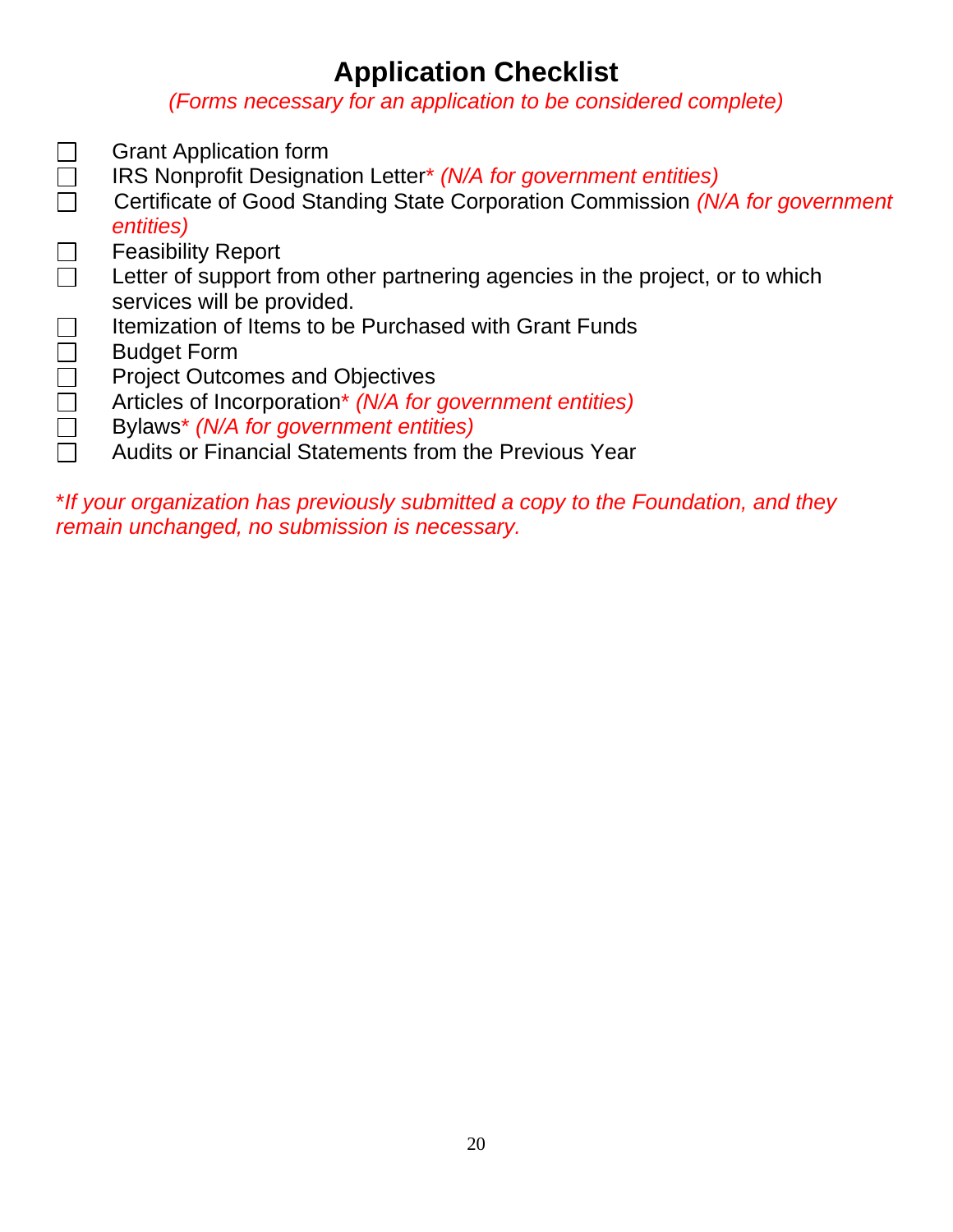# Application Checklist

*(Forms necessary for an application to be considered complete)*

- [ ] Grant Application form
- [ ] IRS Nonprofit Designation Letter* *(N/A for government entities)*
- [ ] Certificate of Good Standing State Corporation Commission *(N/A for government entities)*
- [ ] Feasibility Report
- [ ] Letter of support from other partnering agencies in the project, or to which services will be provided.
- [ ] Itemization of Items to be Purchased with Grant Funds
- [ ] Budget Form
- [ ] Project Outcomes and Objectives
- [ ] Articles of Incorporation* *(N/A for government entities)*
- [ ] Bylaws* *(N/A for government entities)*
- [ ] Audits or Financial Statements from the Previous Year

**If your organization has previously submitted a copy to the Foundation, and they remain unchanged, no submission is necessary.*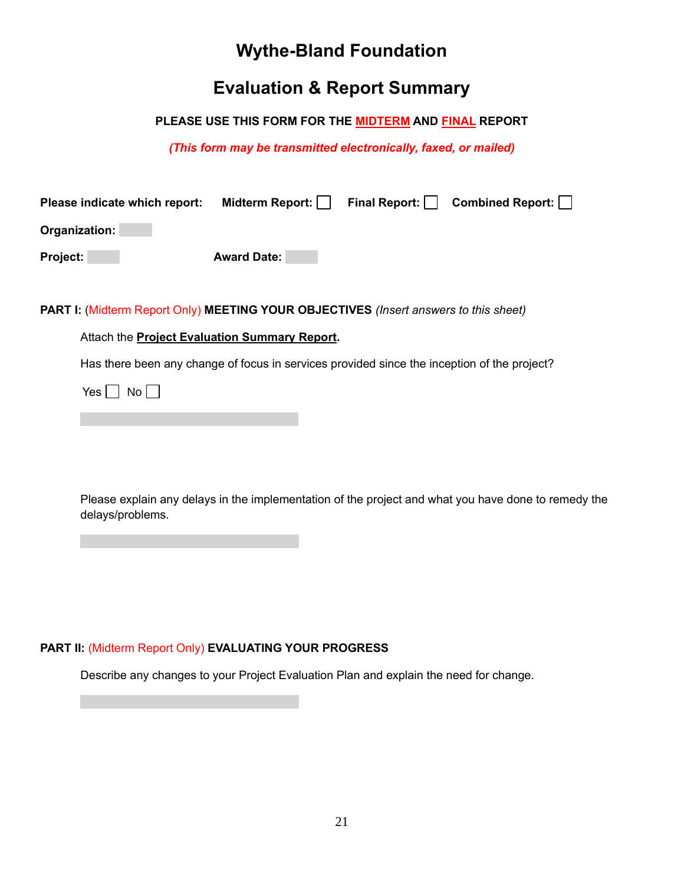# Wythe-Bland Foundation

## Evaluation & Report Summary

**PLEASE USE THIS FORM FOR THE MIDTERM AND FINAL REPORT**

***(This form may be transmitted electronically, faxed, or mailed)***

**Please indicate which report:** **Midterm Report:** ☐ **Final Report:** ☐ **Combined Report:** ☐

**Organization:**

**Project:** **Award Date:**

**PART I:** (Midterm Report Only) **MEETING YOUR OBJECTIVES** *(Insert answers to this sheet)*

Attach the **Project Evaluation Summary Report**.

Has there been any change of focus in services provided since the inception of the project?

Yes ☐ No ☐

Please explain any delays in the implementation of the project and what you have done to remedy the delays/problems.

**PART II:** (Midterm Report Only) **EVALUATING YOUR PROGRESS**

Describe any changes to your Project Evaluation Plan and explain the need for change.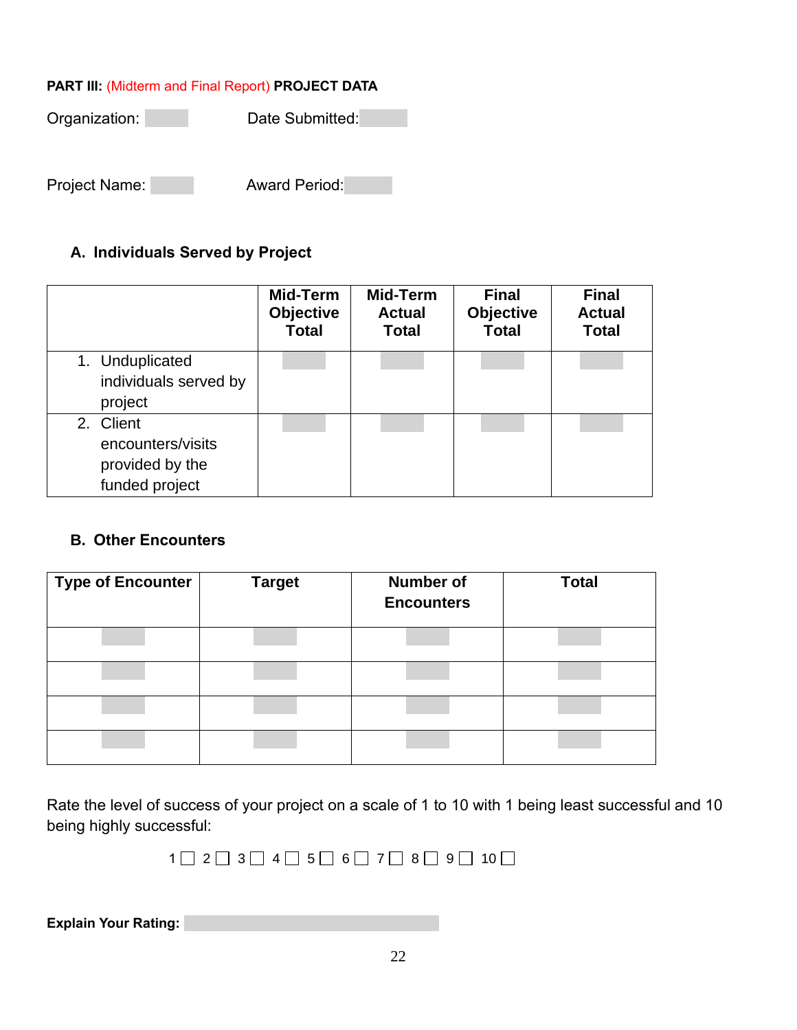**PART III:** (Midterm and Final Report) **PROJECT DATA**

Organization: 　　　　Date Submitted: 

Project Name: 　　　　Award Period: 

### A. Individuals Served by Project

| | Mid-Term Objective Total | Mid-Term Actual Total | Final Objective Total | Final Actual Total |
|---|---|---|---|---|
| 1. Unduplicated individuals served by project | | | | |
| 2. Client encounters/visits provided by the funded project | | | | |

### B. Other Encounters

| Type of Encounter | Target | Number of Encounters | Total |
|---|---|---|---|
| | | | |
| | | | |
| | | | |
| | | | |

Rate the level of success of your project on a scale of 1 to 10 with 1 being least successful and 10 being highly successful:

1 ☐ 2 ☐ 3 ☐ 4 ☐ 5 ☐ 6 ☐ 7 ☐ 8 ☐ 9 ☐ 10 ☐

**Explain Your Rating:**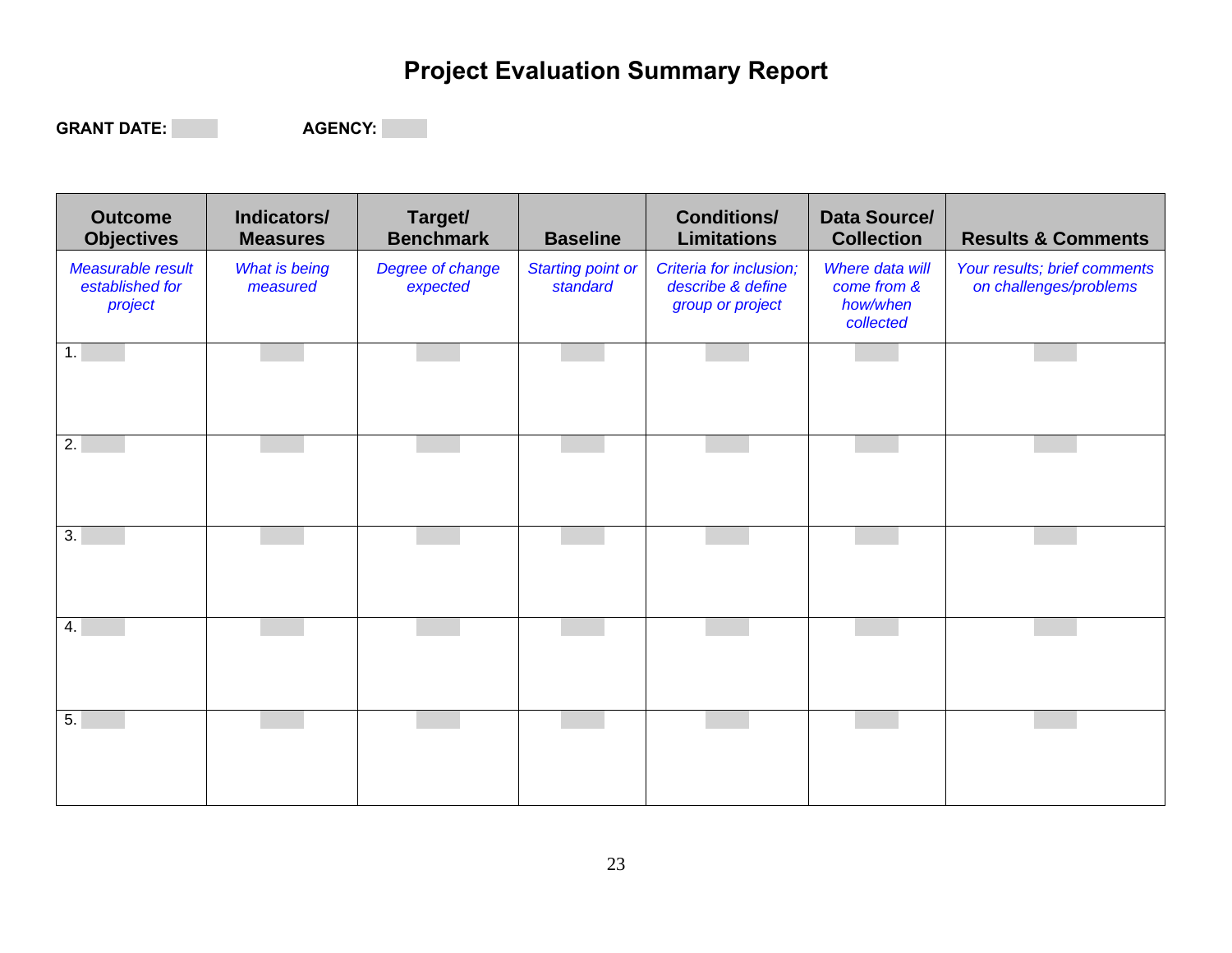# Project Evaluation Summary Report

**GRANT DATE:** 　　　　　　**AGENCY:** 

| Outcome Objectives | Indicators/ Measures | Target/ Benchmark | Baseline | Conditions/ Limitations | Data Source/ Collection | Results & Comments |
|---|---|---|---|---|---|---|
| *Measurable result established for project* | *What is being measured* | *Degree of change expected* | *Starting point or standard* | *Criteria for inclusion; describe & define group or project* | *Where data will come from & how/when collected* | *Your results; brief comments on challenges/problems* |
| 1. | | | | | | |
| 2. | | | | | | |
| 3. | | | | | | |
| 4. | | | | | | |
| 5. | | | | | | |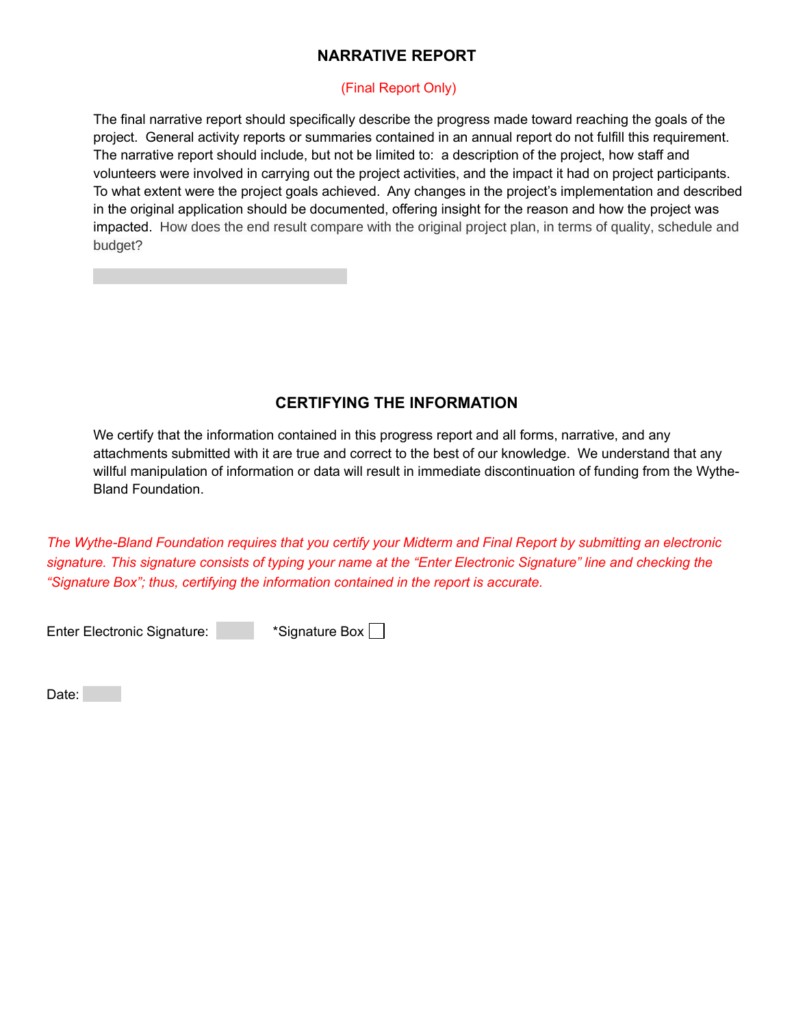## NARRATIVE REPORT

(Final Report Only)

The final narrative report should specifically describe the progress made toward reaching the goals of the project. General activity reports or summaries contained in an annual report do not fulfill this requirement. The narrative report should include, but not be limited to: a description of the project, how staff and volunteers were involved in carrying out the project activities, and the impact it had on project participants. To what extent were the project goals achieved. Any changes in the project's implementation and described in the original application should be documented, offering insight for the reason and how the project was impacted. How does the end result compare with the original project plan, in terms of quality, schedule and budget?

## CERTIFYING THE INFORMATION

We certify that the information contained in this progress report and all forms, narrative, and any attachments submitted with it are true and correct to the best of our knowledge. We understand that any willful manipulation of information or data will result in immediate discontinuation of funding from the Wythe-Bland Foundation.

*The Wythe-Bland Foundation requires that you certify your Midterm and Final Report by submitting an electronic signature. This signature consists of typing your name at the "Enter Electronic Signature" line and checking the "Signature Box"; thus, certifying the information contained in the report is accurate.*

Enter Electronic Signature: \_\_\_\_\_ *Signature Box ☐

Date: \_\_\_\_\_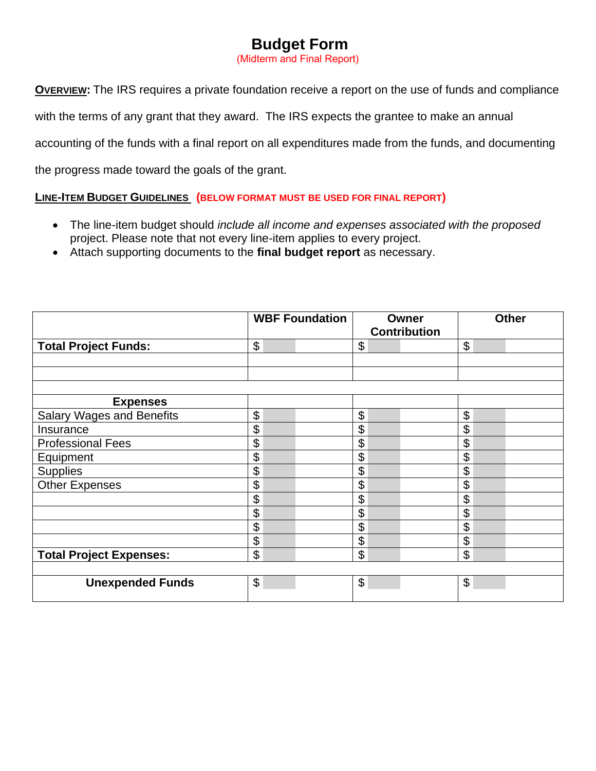# Budget Form

(Midterm and Final Report)

**OVERVIEW:** The IRS requires a private foundation receive a report on the use of funds and compliance with the terms of any grant that they award. The IRS expects the grantee to make an annual accounting of the funds with a final report on all expenditures made from the funds, and documenting the progress made toward the goals of the grant.

**LINE-ITEM BUDGET GUIDELINES** **(BELOW FORMAT MUST BE USED FOR FINAL REPORT)**

- The line-item budget should *include all income and expenses associated with the proposed* project. Please note that not every line-item applies to every project.
- Attach supporting documents to the **final budget report** as necessary.

| | WBF Foundation | Owner Contribution | Other |
|---|---|---|---|
| **Total Project Funds:** | $ | $ | $ |
| | | | |
| | | | |
| | | | |
| **Expenses** | | | |
| Salary Wages and Benefits | $ | $ | $ |
| Insurance | $ | $ | $ |
| Professional Fees | $ | $ | $ |
| Equipment | $ | $ | $ |
| Supplies | $ | $ | $ |
| Other Expenses | $ | $ | $ |
| | $ | $ | $ |
| | $ | $ | $ |
| | $ | $ | $ |
| | $ | $ | $ |
| **Total Project Expenses:** | $ | $ | $ |
| | | | |
| **Unexpended Funds** | $ | $ | $ |